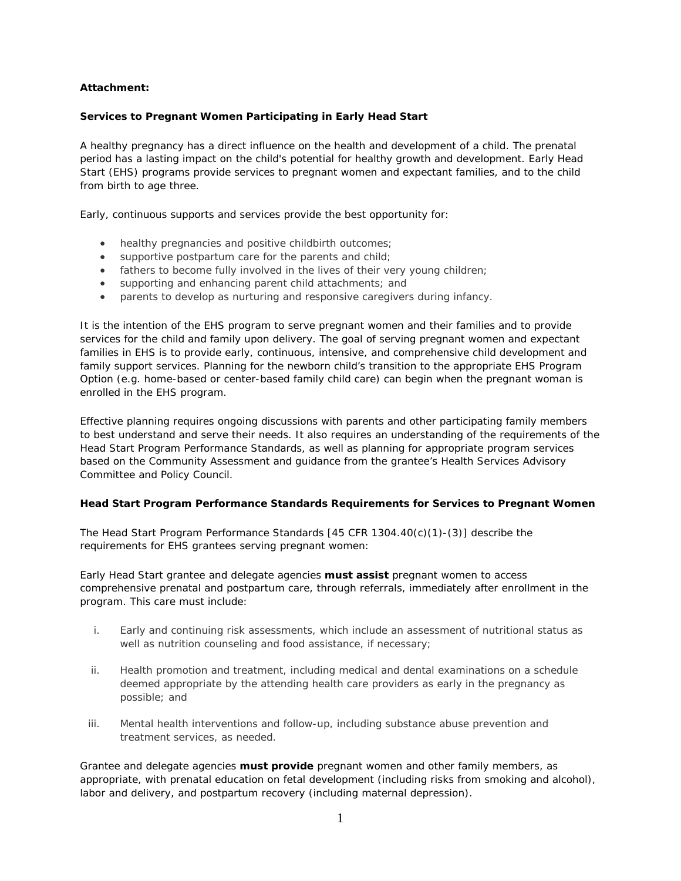**Attachment:**

**Services to Pregnant Women Participating in Early Head Start**

A healthy pregnancy has a direct influence on the health and development of a child. The prenatal period has a lasting impact on the child's potential for healthy growth and development. Early Head Start (EHS) programs provide services to pregnant women and expectant families, and to the child from birth to age three.

Early, continuous supports and services provide the best opportunity for:

- healthy pregnancies and positive childbirth outcomes;
- supportive postpartum care for the parents and child;
- fathers to become fully involved in the lives of their very young children;
- supporting and enhancing parent child attachments; and
- parents to develop as nurturing and responsive caregivers during infancy.

It is the intention of the EHS program to serve pregnant women and their families and to provide services for the child and family upon delivery. The goal of serving pregnant women and expectant families in EHS is to provide early, continuous, intensive, and comprehensive child development and family support services. Planning for the newborn child's transition to the appropriate EHS Program Option (e.g. home-based or center-based family child care) can begin when the pregnant woman is enrolled in the EHS program.

Effective planning requires ongoing discussions with parents and other participating family members to best understand and serve their needs. It also requires an understanding of the requirements of the Head Start Program Performance Standards, as well as planning for appropriate program services based on the Community Assessment and guidance from the grantee's Health Services Advisory Committee and Policy Council.

**Head Start Program Performance Standards Requirements for Services to Pregnant Women**

The Head Start Program Performance Standards [45 CFR 1304.40(c)(1)-(3)] describe the requirements for EHS grantees serving pregnant women:

Early Head Start grantee and delegate agencies **must assist** pregnant women to access comprehensive prenatal and postpartum care, through referrals, immediately after enrollment in the program. This care must include:

i. Early and continuing risk assessments, which include an assessment of nutritional status as well as nutrition counseling and food assistance, if necessary;

ii. Health promotion and treatment, including medical and dental examinations on a schedule deemed appropriate by the attending health care providers as early in the pregnancy as possible; and

iii. Mental health interventions and follow-up, including substance abuse prevention and treatment services, as needed.

Grantee and delegate agencies **must provide** pregnant women and other family members, as appropriate, with prenatal education on fetal development (including risks from smoking and alcohol), labor and delivery, and postpartum recovery (including maternal depression).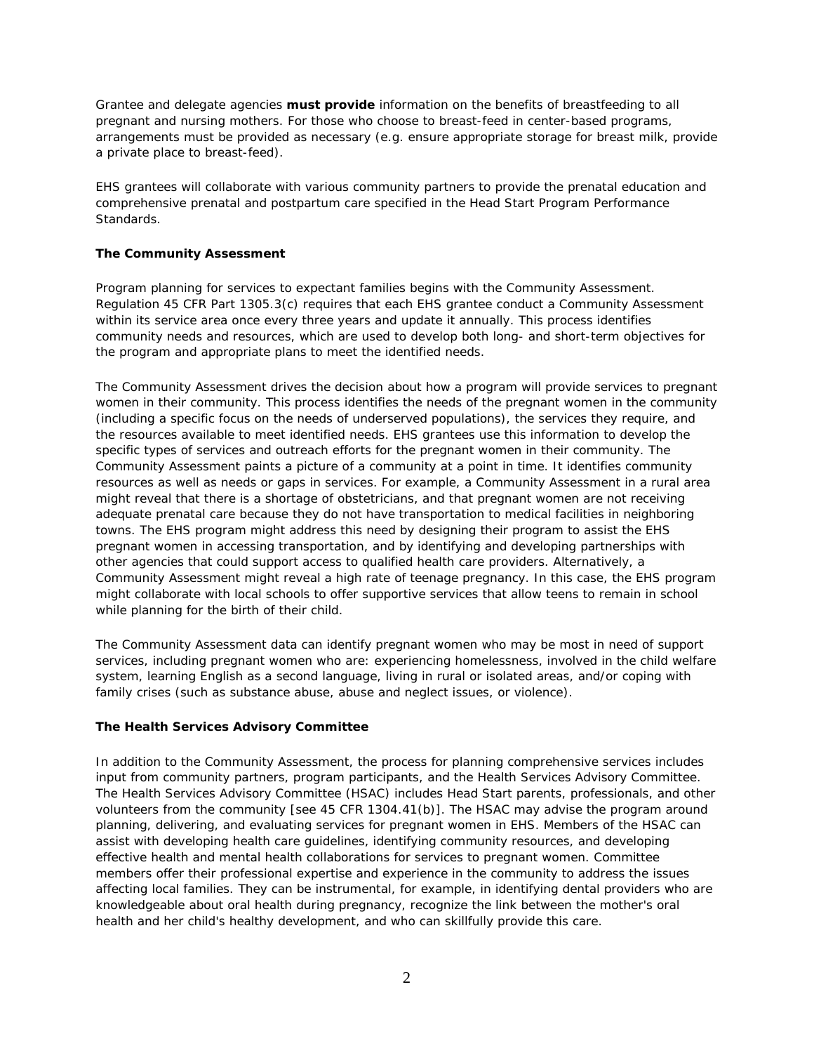Grantee and delegate agencies **must provide** information on the benefits of breastfeeding to all pregnant and nursing mothers. For those who choose to breast-feed in center-based programs, arrangements must be provided as necessary (e.g. ensure appropriate storage for breast milk, provide a private place to breast-feed).

EHS grantees will collaborate with various community partners to provide the prenatal education and comprehensive prenatal and postpartum care specified in the Head Start Program Performance Standards.

**The Community Assessment**

Program planning for services to expectant families begins with the Community Assessment. Regulation 45 CFR Part 1305.3(c) requires that each EHS grantee conduct a Community Assessment within its service area once every three years and update it annually. This process identifies community needs and resources, which are used to develop both long- and short-term objectives for the program and appropriate plans to meet the identified needs.

The Community Assessment drives the decision about how a program will provide services to pregnant women in their community. This process identifies the needs of the pregnant women in the community (including a specific focus on the needs of underserved populations), the services they require, and the resources available to meet identified needs. EHS grantees use this information to develop the specific types of services and outreach efforts for the pregnant women in their community. The Community Assessment paints a picture of a community at a point in time. It identifies community resources as well as needs or gaps in services. For example, a Community Assessment in a rural area might reveal that there is a shortage of obstetricians, and that pregnant women are not receiving adequate prenatal care because they do not have transportation to medical facilities in neighboring towns. The EHS program might address this need by designing their program to assist the EHS pregnant women in accessing transportation, and by identifying and developing partnerships with other agencies that could support access to qualified health care providers. Alternatively, a Community Assessment might reveal a high rate of teenage pregnancy. In this case, the EHS program might collaborate with local schools to offer supportive services that allow teens to remain in school while planning for the birth of their child.

The Community Assessment data can identify pregnant women who may be most in need of support services, including pregnant women who are: experiencing homelessness, involved in the child welfare system, learning English as a second language, living in rural or isolated areas, and/or coping with family crises (such as substance abuse, abuse and neglect issues, or violence).

**The Health Services Advisory Committee**

In addition to the Community Assessment, the process for planning comprehensive services includes input from community partners, program participants, and the Health Services Advisory Committee. The Health Services Advisory Committee (HSAC) includes Head Start parents, professionals, and other volunteers from the community [see 45 CFR 1304.41(b)]. The HSAC may advise the program around planning, delivering, and evaluating services for pregnant women in EHS. Members of the HSAC can assist with developing health care guidelines, identifying community resources, and developing effective health and mental health collaborations for services to pregnant women. Committee members offer their professional expertise and experience in the community to address the issues affecting local families. They can be instrumental, for example, in identifying dental providers who are knowledgeable about oral health during pregnancy, recognize the link between the mother's oral health and her child's healthy development, and who can skillfully provide this care.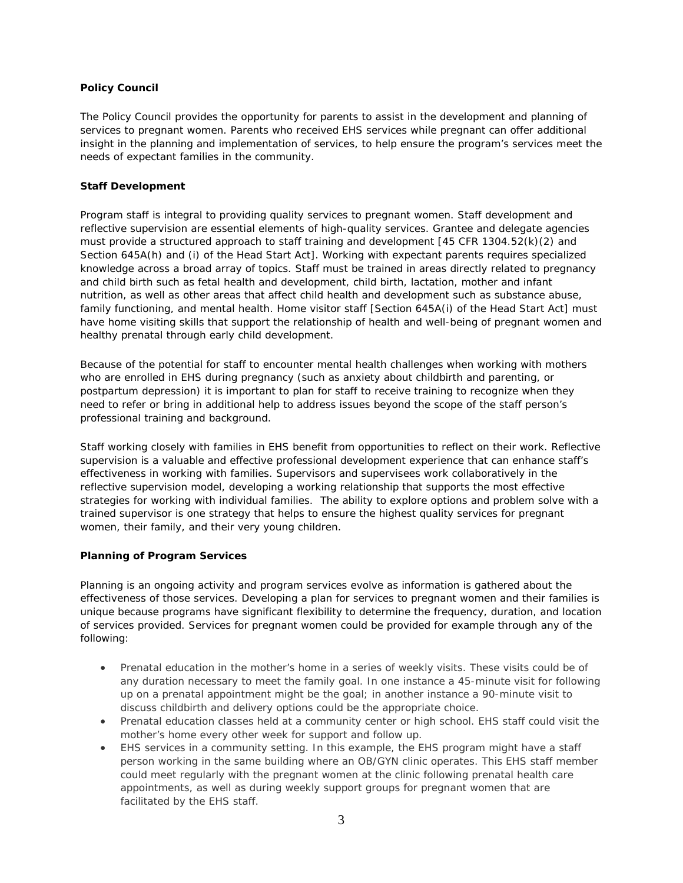### Policy Council

The Policy Council provides the opportunity for parents to assist in the development and planning of services to pregnant women. Parents who received EHS services while pregnant can offer additional insight in the planning and implementation of services, to help ensure the program's services meet the needs of expectant families in the community.

### Staff Development

Program staff is integral to providing quality services to pregnant women. Staff development and reflective supervision are essential elements of high-quality services. Grantee and delegate agencies must provide a structured approach to staff training and development [45 CFR 1304.52(k)(2) and Section 645A(h) and (i) of the Head Start Act]. Working with expectant parents requires specialized knowledge across a broad array of topics. Staff must be trained in areas directly related to pregnancy and child birth such as fetal health and development, child birth, lactation, mother and infant nutrition, as well as other areas that affect child health and development such as substance abuse, family functioning, and mental health. Home visitor staff [Section 645A(i) of the Head Start Act] must have home visiting skills that support the relationship of health and well-being of pregnant women and healthy prenatal through early child development.

Because of the potential for staff to encounter mental health challenges when working with mothers who are enrolled in EHS during pregnancy (such as anxiety about childbirth and parenting, or postpartum depression) it is important to plan for staff to receive training to recognize when they need to refer or bring in additional help to address issues beyond the scope of the staff person's professional training and background.

Staff working closely with families in EHS benefit from opportunities to reflect on their work. Reflective supervision is a valuable and effective professional development experience that can enhance staff's effectiveness in working with families. Supervisors and supervisees work collaboratively in the reflective supervision model, developing a working relationship that supports the most effective strategies for working with individual families. The ability to explore options and problem solve with a trained supervisor is one strategy that helps to ensure the highest quality services for pregnant women, their family, and their very young children.

### Planning of Program Services

Planning is an ongoing activity and program services evolve as information is gathered about the effectiveness of those services. Developing a plan for services to pregnant women and their families is unique because programs have significant flexibility to determine the frequency, duration, and location of services provided. Services for pregnant women could be provided for example through any of the following:

- Prenatal education in the mother's home in a series of weekly visits. These visits could be of any duration necessary to meet the family goal. In one instance a 45-minute visit for following up on a prenatal appointment might be the goal; in another instance a 90-minute visit to discuss childbirth and delivery options could be the appropriate choice.
- Prenatal education classes held at a community center or high school. EHS staff could visit the mother's home every other week for support and follow up.
- EHS services in a community setting. In this example, the EHS program might have a staff person working in the same building where an OB/GYN clinic operates. This EHS staff member could meet regularly with the pregnant women at the clinic following prenatal health care appointments, as well as during weekly support groups for pregnant women that are facilitated by the EHS staff.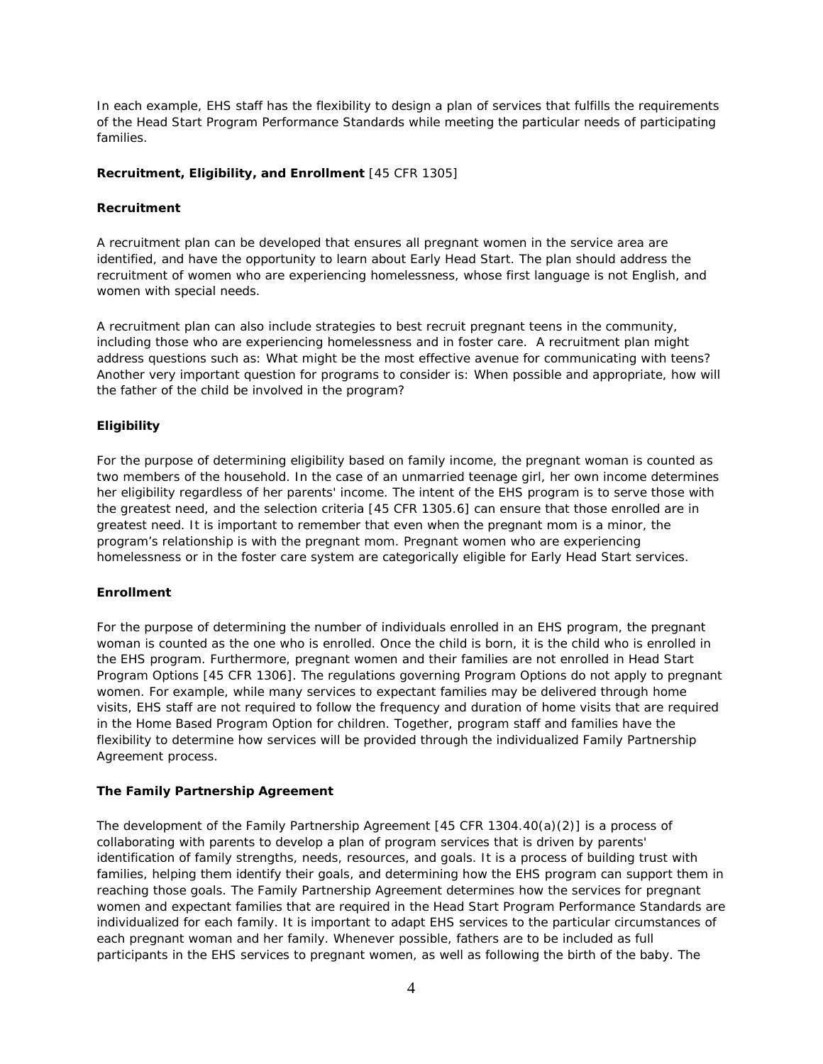In each example, EHS staff has the flexibility to design a plan of services that fulfills the requirements of the Head Start Program Performance Standards while meeting the particular needs of participating families.

**Recruitment, Eligibility, and Enrollment** [45 CFR 1305]

**Recruitment**

A recruitment plan can be developed that ensures all pregnant women in the service area are identified, and have the opportunity to learn about Early Head Start. The plan should address the recruitment of women who are experiencing homelessness, whose first language is not English, and women with special needs.

A recruitment plan can also include strategies to best recruit pregnant teens in the community, including those who are experiencing homelessness and in foster care. A recruitment plan might address questions such as: What might be the most effective avenue for communicating with teens? Another very important question for programs to consider is: When possible and appropriate, how will the father of the child be involved in the program?

**Eligibility**

For the purpose of determining eligibility based on family income, the pregnant woman is counted as two members of the household. In the case of an unmarried teenage girl, her own income determines her eligibility regardless of her parents' income. The intent of the EHS program is to serve those with the greatest need, and the selection criteria [45 CFR 1305.6] can ensure that those enrolled are in greatest need. It is important to remember that even when the pregnant mom is a minor, the program's relationship is with the pregnant mom. Pregnant women who are experiencing homelessness or in the foster care system are categorically eligible for Early Head Start services.

**Enrollment**

For the purpose of determining the number of individuals enrolled in an EHS program, the pregnant woman is counted as the one who is enrolled. Once the child is born, it is the child who is enrolled in the EHS program. Furthermore, pregnant women and their families are not enrolled in Head Start Program Options [45 CFR 1306]. The regulations governing Program Options do not apply to pregnant women. For example, while many services to expectant families may be delivered through home visits, EHS staff are not required to follow the frequency and duration of home visits that are required in the Home Based Program Option for children. Together, program staff and families have the flexibility to determine how services will be provided through the individualized Family Partnership Agreement process.

**The Family Partnership Agreement**

The development of the Family Partnership Agreement [45 CFR 1304.40(a)(2)] is a process of collaborating with parents to develop a plan of program services that is driven by parents' identification of family strengths, needs, resources, and goals. It is a process of building trust with families, helping them identify their goals, and determining how the EHS program can support them in reaching those goals. The Family Partnership Agreement determines how the services for pregnant women and expectant families that are required in the Head Start Program Performance Standards are individualized for each family. It is important to adapt EHS services to the particular circumstances of each pregnant woman and her family. Whenever possible, fathers are to be included as full participants in the EHS services to pregnant women, as well as following the birth of the baby. The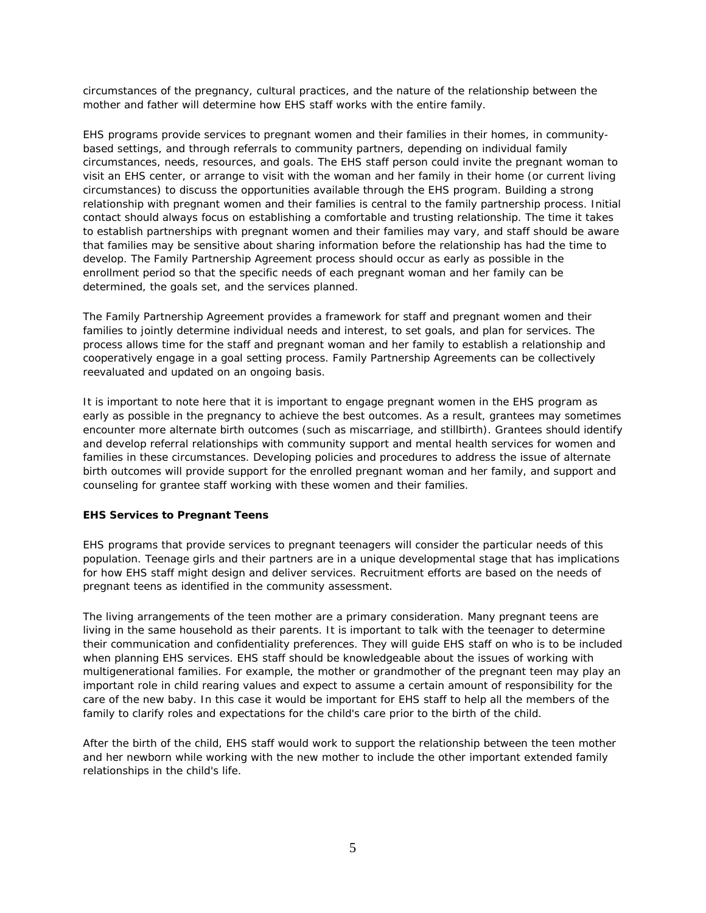circumstances of the pregnancy, cultural practices, and the nature of the relationship between the mother and father will determine how EHS staff works with the entire family.

EHS programs provide services to pregnant women and their families in their homes, in community-based settings, and through referrals to community partners, depending on individual family circumstances, needs, resources, and goals. The EHS staff person could invite the pregnant woman to visit an EHS center, or arrange to visit with the woman and her family in their home (or current living circumstances) to discuss the opportunities available through the EHS program. Building a strong relationship with pregnant women and their families is central to the family partnership process. Initial contact should always focus on establishing a comfortable and trusting relationship. The time it takes to establish partnerships with pregnant women and their families may vary, and staff should be aware that families may be sensitive about sharing information before the relationship has had the time to develop. The Family Partnership Agreement process should occur as early as possible in the enrollment period so that the specific needs of each pregnant woman and her family can be determined, the goals set, and the services planned.

The Family Partnership Agreement provides a framework for staff and pregnant women and their families to jointly determine individual needs and interest, to set goals, and plan for services. The process allows time for the staff and pregnant woman and her family to establish a relationship and cooperatively engage in a goal setting process. Family Partnership Agreements can be collectively reevaluated and updated on an ongoing basis.

It is important to note here that it is important to engage pregnant women in the EHS program as early as possible in the pregnancy to achieve the best outcomes. As a result, grantees may sometimes encounter more alternate birth outcomes (such as miscarriage, and stillbirth). Grantees should identify and develop referral relationships with community support and mental health services for women and families in these circumstances. Developing policies and procedures to address the issue of alternate birth outcomes will provide support for the enrolled pregnant woman and her family, and support and counseling for grantee staff working with these women and their families.

**EHS Services to Pregnant Teens**

EHS programs that provide services to pregnant teenagers will consider the particular needs of this population. Teenage girls and their partners are in a unique developmental stage that has implications for how EHS staff might design and deliver services. Recruitment efforts are based on the needs of pregnant teens as identified in the community assessment.

The living arrangements of the teen mother are a primary consideration. Many pregnant teens are living in the same household as their parents. It is important to talk with the teenager to determine their communication and confidentiality preferences. They will guide EHS staff on who is to be included when planning EHS services. EHS staff should be knowledgeable about the issues of working with multigenerational families. For example, the mother or grandmother of the pregnant teen may play an important role in child rearing values and expect to assume a certain amount of responsibility for the care of the new baby. In this case it would be important for EHS staff to help all the members of the family to clarify roles and expectations for the child's care prior to the birth of the child.

After the birth of the child, EHS staff would work to support the relationship between the teen mother and her newborn while working with the new mother to include the other important extended family relationships in the child's life.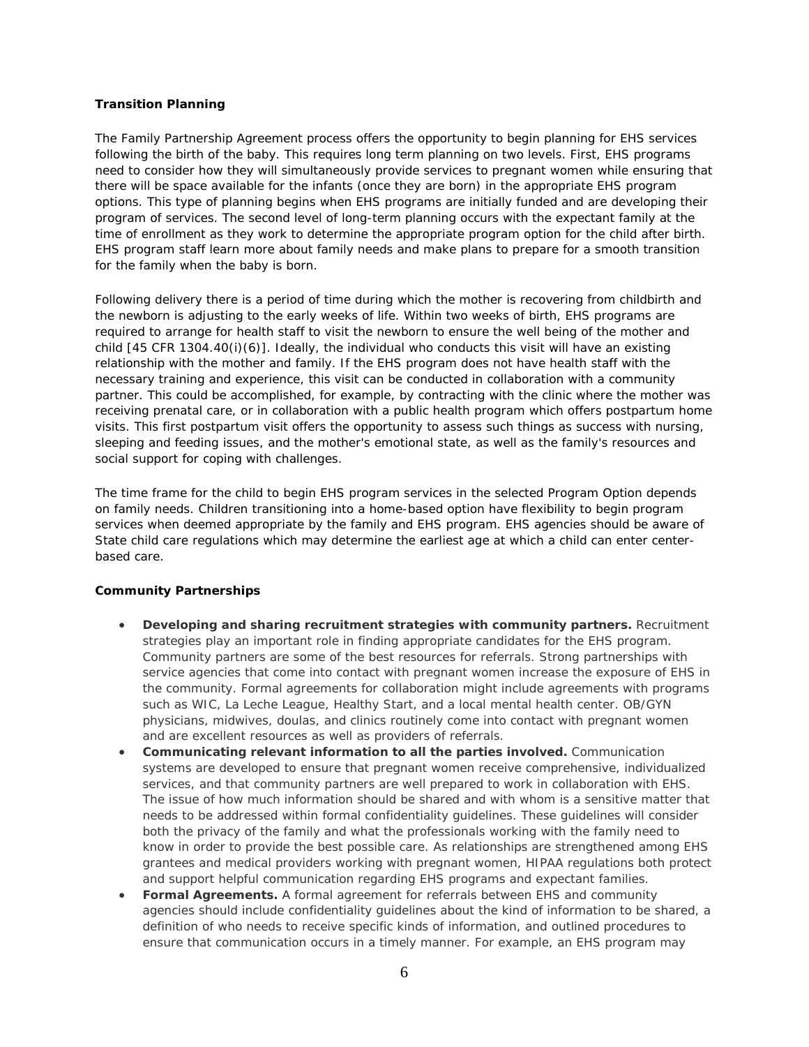**Transition Planning**

The Family Partnership Agreement process offers the opportunity to begin planning for EHS services following the birth of the baby. This requires long term planning on two levels. First, EHS programs need to consider how they will simultaneously provide services to pregnant women while ensuring that there will be space available for the infants (once they are born) in the appropriate EHS program options. This type of planning begins when EHS programs are initially funded and are developing their program of services. The second level of long-term planning occurs with the expectant family at the time of enrollment as they work to determine the appropriate program option for the child after birth. EHS program staff learn more about family needs and make plans to prepare for a smooth transition for the family when the baby is born.

Following delivery there is a period of time during which the mother is recovering from childbirth and the newborn is adjusting to the early weeks of life. Within two weeks of birth, EHS programs are required to arrange for health staff to visit the newborn to ensure the well being of the mother and child [45 CFR 1304.40(i)(6)]. Ideally, the individual who conducts this visit will have an existing relationship with the mother and family. If the EHS program does not have health staff with the necessary training and experience, this visit can be conducted in collaboration with a community partner. This could be accomplished, for example, by contracting with the clinic where the mother was receiving prenatal care, or in collaboration with a public health program which offers postpartum home visits. This first postpartum visit offers the opportunity to assess such things as success with nursing, sleeping and feeding issues, and the mother's emotional state, as well as the family's resources and social support for coping with challenges.

The time frame for the child to begin EHS program services in the selected Program Option depends on family needs. Children transitioning into a home-based option have flexibility to begin program services when deemed appropriate by the family and EHS program. EHS agencies should be aware of State child care regulations which may determine the earliest age at which a child can enter center-based care.

**Community Partnerships**

- **Developing and sharing recruitment strategies with community partners.** Recruitment strategies play an important role in finding appropriate candidates for the EHS program. Community partners are some of the best resources for referrals. Strong partnerships with service agencies that come into contact with pregnant women increase the exposure of EHS in the community. Formal agreements for collaboration might include agreements with programs such as WIC, La Leche League, Healthy Start, and a local mental health center. OB/GYN physicians, midwives, doulas, and clinics routinely come into contact with pregnant women and are excellent resources as well as providers of referrals.
- **Communicating relevant information to all the parties involved.** Communication systems are developed to ensure that pregnant women receive comprehensive, individualized services, and that community partners are well prepared to work in collaboration with EHS. The issue of how much information should be shared and with whom is a sensitive matter that needs to be addressed within formal confidentiality guidelines. These guidelines will consider both the privacy of the family and what the professionals working with the family need to know in order to provide the best possible care. As relationships are strengthened among EHS grantees and medical providers working with pregnant women, HIPAA regulations both protect and support helpful communication regarding EHS programs and expectant families.
- **Formal Agreements.** A formal agreement for referrals between EHS and community agencies should include confidentiality guidelines about the kind of information to be shared, a definition of who needs to receive specific kinds of information, and outlined procedures to ensure that communication occurs in a timely manner. For example, an EHS program may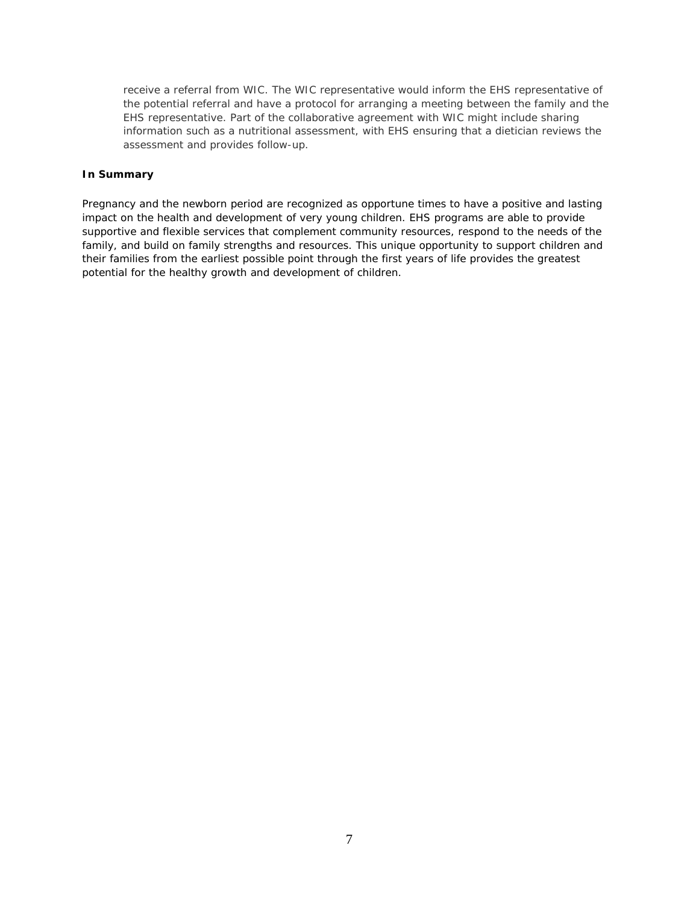receive a referral from WIC. The WIC representative would inform the EHS representative of the potential referral and have a protocol for arranging a meeting between the family and the EHS representative. Part of the collaborative agreement with WIC might include sharing information such as a nutritional assessment, with EHS ensuring that a dietician reviews the assessment and provides follow-up.

**In Summary**

Pregnancy and the newborn period are recognized as opportune times to have a positive and lasting impact on the health and development of very young children. EHS programs are able to provide supportive and flexible services that complement community resources, respond to the needs of the family, and build on family strengths and resources. This unique opportunity to support children and their families from the earliest possible point through the first years of life provides the greatest potential for the healthy growth and development of children.